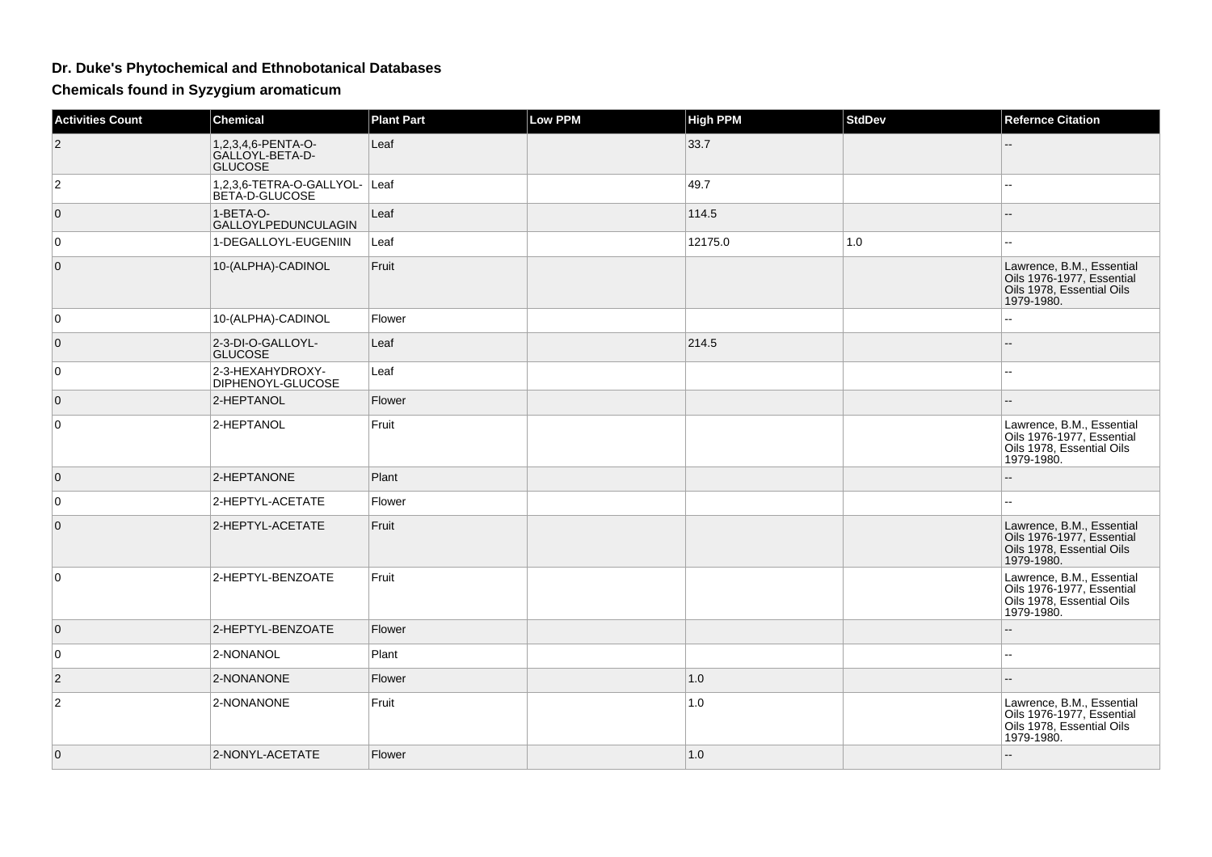# Dr. Duke's Phytochemical and Ethnobotanical Databases

## Chemicals found in Syzygium aromaticum

| Activities Count | Chemical | Plant Part | Low PPM | High PPM | StdDev | Refernce Citation |
|---|---|---|---|---|---|---|
| 2 | 1,2,3,4,6-PENTA-O-GALLOYL-BETA-D-GLUCOSE | Leaf | | 33.7 | | -- |
| 2 | 1,2,3,6-TETRA-O-GALLYOL-BETA-D-GLUCOSE | Leaf | | 49.7 | | -- |
| 0 | 1-BETA-O-GALLOYLPEDUNCULAGIN | Leaf | | 114.5 | | -- |
| 0 | 1-DEGALLOYL-EUGENIIN | Leaf | | 12175.0 | 1.0 | -- |
| 0 | 10-(ALPHA)-CADINOL | Fruit | | | | Lawrence, B.M., Essential Oils 1976-1977, Essential Oils 1978, Essential Oils 1979-1980. |
| 0 | 10-(ALPHA)-CADINOL | Flower | | | | -- |
| 0 | 2-3-DI-O-GALLOYL-GLUCOSE | Leaf | | 214.5 | | -- |
| 0 | 2-3-HEXAHYDROXY-DIPHENOYL-GLUCOSE | Leaf | | | | -- |
| 0 | 2-HEPTANOL | Flower | | | | -- |
| 0 | 2-HEPTANOL | Fruit | | | | Lawrence, B.M., Essential Oils 1976-1977, Essential Oils 1978, Essential Oils 1979-1980. |
| 0 | 2-HEPTANONE | Plant | | | | -- |
| 0 | 2-HEPTYL-ACETATE | Flower | | | | -- |
| 0 | 2-HEPTYL-ACETATE | Fruit | | | | Lawrence, B.M., Essential Oils 1976-1977, Essential Oils 1978, Essential Oils 1979-1980. |
| 0 | 2-HEPTYL-BENZOATE | Fruit | | | | Lawrence, B.M., Essential Oils 1976-1977, Essential Oils 1978, Essential Oils 1979-1980. |
| 0 | 2-HEPTYL-BENZOATE | Flower | | | | -- |
| 0 | 2-NONANOL | Plant | | | | -- |
| 2 | 2-NONANONE | Flower | | 1.0 | | -- |
| 2 | 2-NONANONE | Fruit | | 1.0 | | Lawrence, B.M., Essential Oils 1976-1977, Essential Oils 1978, Essential Oils 1979-1980. |
| 0 | 2-NONYL-ACETATE | Flower | | 1.0 | | -- |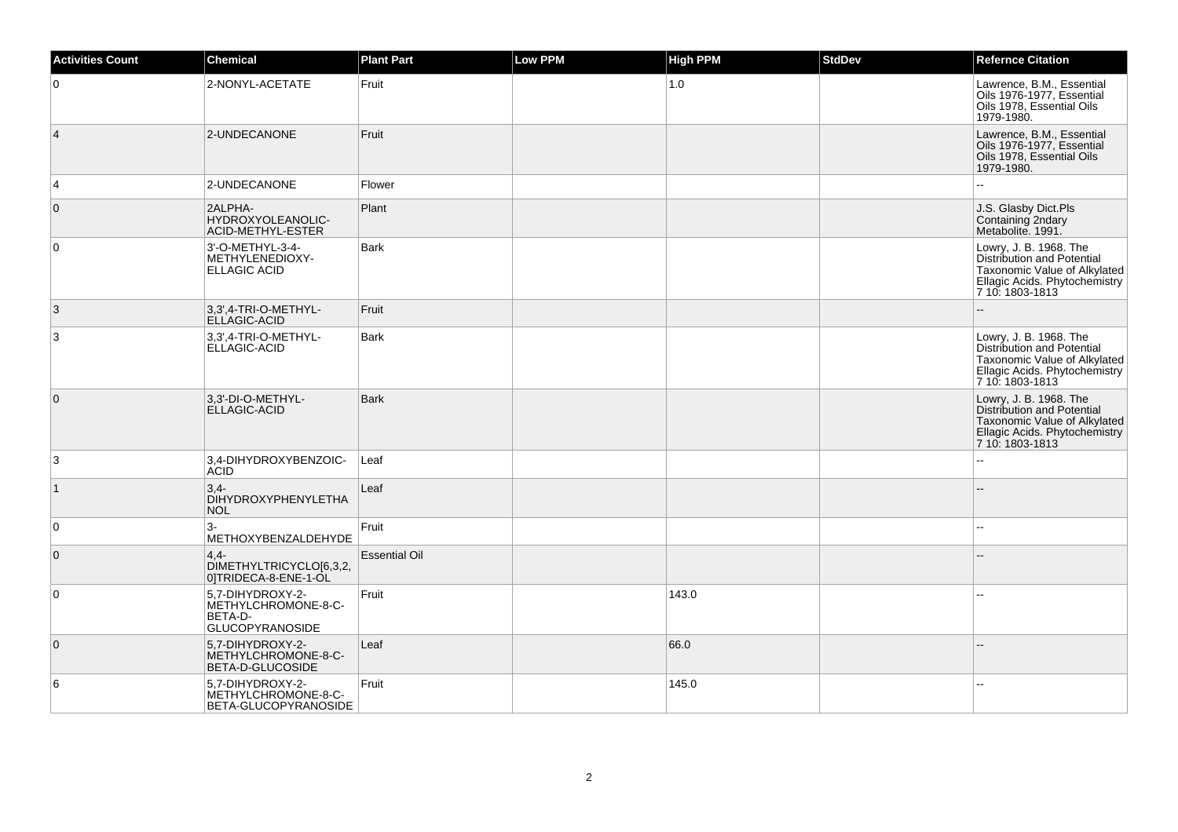| Activities Count | Chemical | Plant Part | Low PPM | High PPM | StdDev | Refernce Citation |
|---|---|---|---|---|---|---|
| 0 | 2-NONYL-ACETATE | Fruit | | 1.0 | | Lawrence, B.M., Essential Oils 1976-1977, Essential Oils 1978, Essential Oils 1979-1980. |
| 4 | 2-UNDECANONE | Fruit | | | | Lawrence, B.M., Essential Oils 1976-1977, Essential Oils 1978, Essential Oils 1979-1980. |
| 4 | 2-UNDECANONE | Flower | | | | -- |
| 0 | 2ALPHA-HYDROXYOLEANOLIC-ACID-METHYL-ESTER | Plant | | | | J.S. Glasby Dict.Pls Containing 2ndary Metabolite. 1991. |
| 0 | 3'-O-METHYL-3-4-METHYLENEDIOXY-ELLAGIC ACID | Bark | | | | Lowry, J. B. 1968. The Distribution and Potential Taxonomic Value of Alkylated Ellagic Acids. Phytochemistry 7 10: 1803-1813 |
| 3 | 3,3',4-TRI-O-METHYL-ELLAGIC-ACID | Fruit | | | | -- |
| 3 | 3,3',4-TRI-O-METHYL-ELLAGIC-ACID | Bark | | | | Lowry, J. B. 1968. The Distribution and Potential Taxonomic Value of Alkylated Ellagic Acids. Phytochemistry 7 10: 1803-1813 |
| 0 | 3,3'-DI-O-METHYL-ELLAGIC-ACID | Bark | | | | Lowry, J. B. 1968. The Distribution and Potential Taxonomic Value of Alkylated Ellagic Acids. Phytochemistry 7 10: 1803-1813 |
| 3 | 3,4-DIHYDROXYBENZOIC-ACID | Leaf | | | | -- |
| 1 | 3,4-DIHYDROXYPHENYLETHANOL | Leaf | | | | -- |
| 0 | 3-METHOXYBENZALDEHYDE | Fruit | | | | -- |
| 0 | 4,4-DIMETHYLTRICYCLO[6,3,2,0]TRIDECA-8-ENE-1-OL | Essential Oil | | | | -- |
| 0 | 5,7-DIHYDROXY-2-METHYLCHROMONE-8-C-BETA-D-GLUCOPYRANOSIDE | Fruit | | 143.0 | | -- |
| 0 | 5,7-DIHYDROXY-2-METHYLCHROMONE-8-C-BETA-D-GLUCOSIDE | Leaf | | 66.0 | | -- |
| 6 | 5,7-DIHYDROXY-2-METHYLCHROMONE-8-C-BETA-GLUCOPYRANOSIDE | Fruit | | 145.0 | | -- |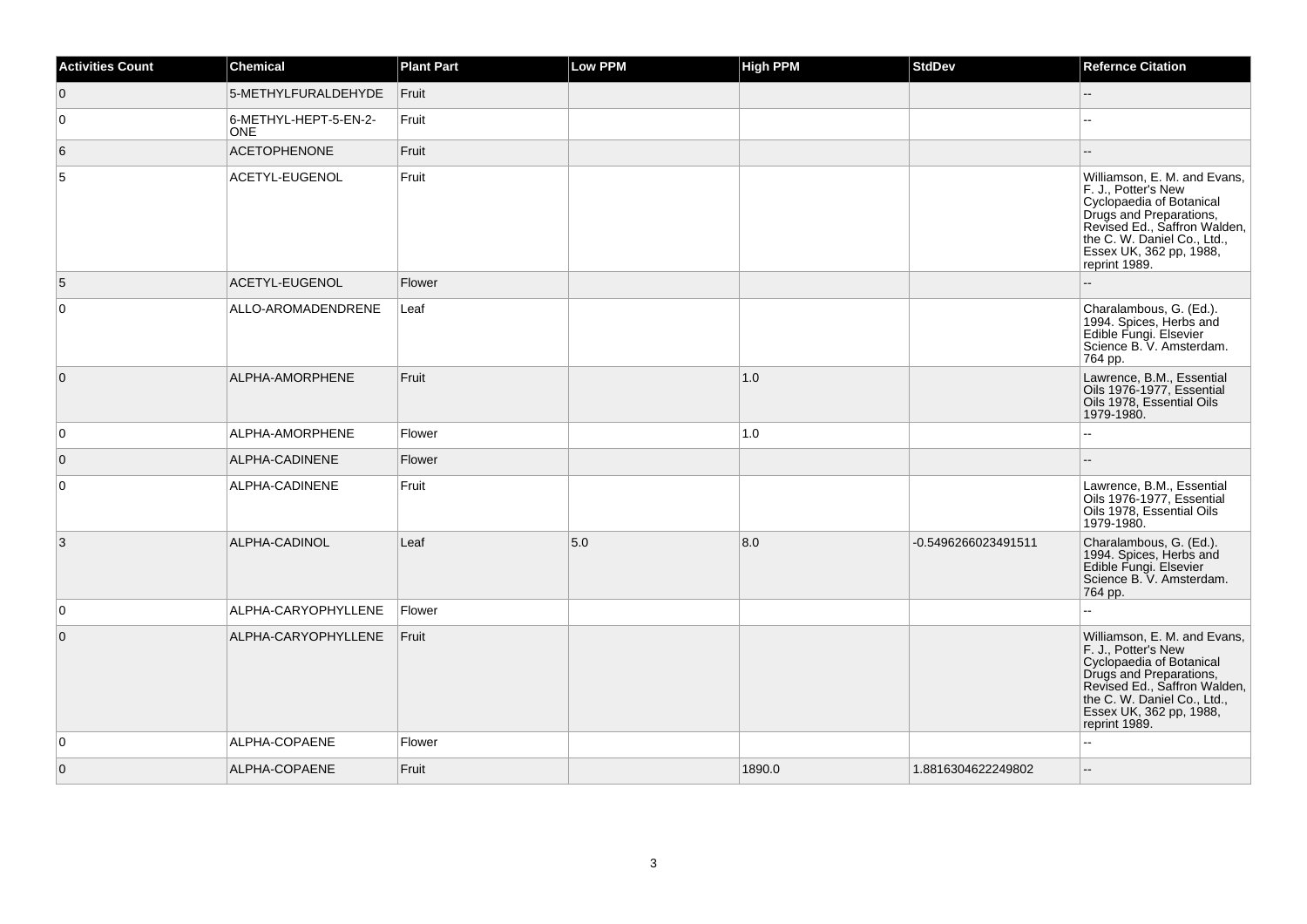| Activities Count | Chemical | Plant Part | Low PPM | High PPM | StdDev | Refernce Citation |
| --- | --- | --- | --- | --- | --- | --- |
| 0 | 5-METHYLFURALDEHYDE | Fruit | | | | -- |
| 0 | 6-METHYL-HEPT-5-EN-2-ONE | Fruit | | | | -- |
| 6 | ACETOPHENONE | Fruit | | | | -- |
| 5 | ACETYL-EUGENOL | Fruit | | | | Williamson, E. M. and Evans, F. J., Potter's New Cyclopaedia of Botanical Drugs and Preparations, Revised Ed., Saffron Walden, the C. W. Daniel Co., Ltd., Essex UK, 362 pp, 1988, reprint 1989. |
| 5 | ACETYL-EUGENOL | Flower | | | | -- |
| 0 | ALLO-AROMADENDRENE | Leaf | | | | Charalambous, G. (Ed.). 1994. Spices, Herbs and Edible Fungi. Elsevier Science B. V. Amsterdam. 764 pp. |
| 0 | ALPHA-AMORPHENE | Fruit | | 1.0 | | Lawrence, B.M., Essential Oils 1976-1977, Essential Oils 1978, Essential Oils 1979-1980. |
| 0 | ALPHA-AMORPHENE | Flower | | 1.0 | | -- |
| 0 | ALPHA-CADINENE | Flower | | | | -- |
| 0 | ALPHA-CADINENE | Fruit | | | | Lawrence, B.M., Essential Oils 1976-1977, Essential Oils 1978, Essential Oils 1979-1980. |
| 3 | ALPHA-CADINOL | Leaf | 5.0 | 8.0 | -0.5496266023491511 | Charalambous, G. (Ed.). 1994. Spices, Herbs and Edible Fungi. Elsevier Science B. V. Amsterdam. 764 pp. |
| 0 | ALPHA-CARYOPHYLLENE | Flower | | | | -- |
| 0 | ALPHA-CARYOPHYLLENE | Fruit | | | | Williamson, E. M. and Evans, F. J., Potter's New Cyclopaedia of Botanical Drugs and Preparations, Revised Ed., Saffron Walden, the C. W. Daniel Co., Ltd., Essex UK, 362 pp, 1988, reprint 1989. |
| 0 | ALPHA-COPAENE | Flower | | | | -- |
| 0 | ALPHA-COPAENE | Fruit | | 1890.0 | 1.8816304622249802 | -- |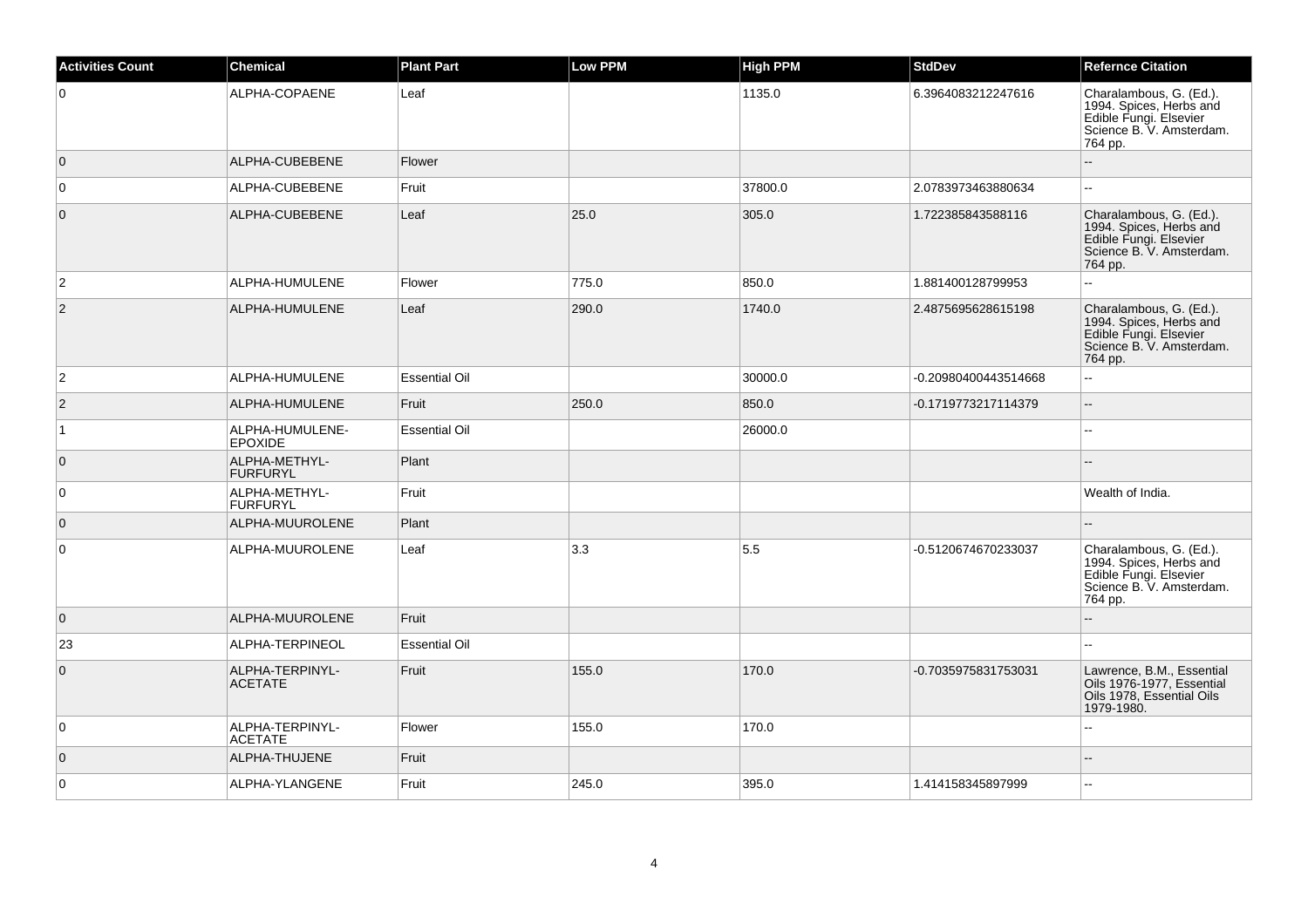| Activities Count | Chemical | Plant Part | Low PPM | High PPM | StdDev | Refernce Citation |
| --- | --- | --- | --- | --- | --- | --- |
| 0 | ALPHA-COPAENE | Leaf | | 1135.0 | 6.3964083212247616 | Charalambous, G. (Ed.). 1994. Spices, Herbs and Edible Fungi. Elsevier Science B. V. Amsterdam. 764 pp. |
| 0 | ALPHA-CUBEBENE | Flower | | | | -- |
| 0 | ALPHA-CUBEBENE | Fruit | | 37800.0 | 2.0783973463880634 | -- |
| 0 | ALPHA-CUBEBENE | Leaf | 25.0 | 305.0 | 1.722385843588116 | Charalambous, G. (Ed.). 1994. Spices, Herbs and Edible Fungi. Elsevier Science B. V. Amsterdam. 764 pp. |
| 2 | ALPHA-HUMULENE | Flower | 775.0 | 850.0 | 1.881400128799953 | -- |
| 2 | ALPHA-HUMULENE | Leaf | 290.0 | 1740.0 | 2.4875695628615198 | Charalambous, G. (Ed.). 1994. Spices, Herbs and Edible Fungi. Elsevier Science B. V. Amsterdam. 764 pp. |
| 2 | ALPHA-HUMULENE | Essential Oil | | 30000.0 | -0.20980400443514668 | -- |
| 2 | ALPHA-HUMULENE | Fruit | 250.0 | 850.0 | -0.1719773217114379 | -- |
| 1 | ALPHA-HUMULENE-EPOXIDE | Essential Oil | | 26000.0 | | -- |
| 0 | ALPHA-METHYL-FURFURYL | Plant | | | | -- |
| 0 | ALPHA-METHYL-FURFURYL | Fruit | | | | Wealth of India. |
| 0 | ALPHA-MUUROLENE | Plant | | | | -- |
| 0 | ALPHA-MUUROLENE | Leaf | 3.3 | 5.5 | -0.5120674670233037 | Charalambous, G. (Ed.). 1994. Spices, Herbs and Edible Fungi. Elsevier Science B. V. Amsterdam. 764 pp. |
| 0 | ALPHA-MUUROLENE | Fruit | | | | -- |
| 23 | ALPHA-TERPINEOL | Essential Oil | | | | -- |
| 0 | ALPHA-TERPINYL-ACETATE | Fruit | 155.0 | 170.0 | -0.7035975831753031 | Lawrence, B.M., Essential Oils 1976-1977, Essential Oils 1978, Essential Oils 1979-1980. |
| 0 | ALPHA-TERPINYL-ACETATE | Flower | 155.0 | 170.0 | | -- |
| 0 | ALPHA-THUJENE | Fruit | | | | -- |
| 0 | ALPHA-YLANGENE | Fruit | 245.0 | 395.0 | 1.414158345897999 | -- |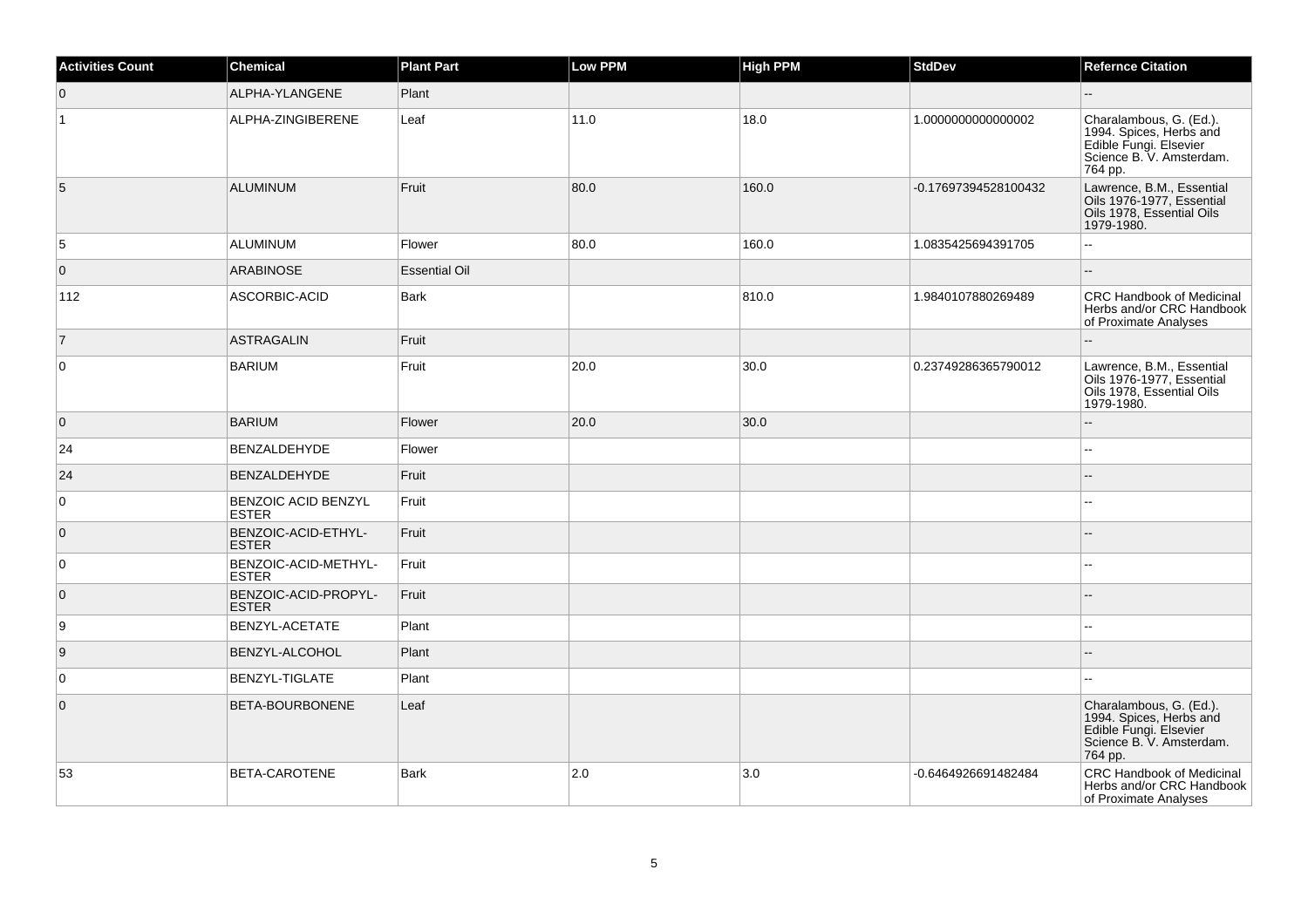| Activities Count | Chemical | Plant Part | Low PPM | High PPM | StdDev | Refernce Citation |
| --- | --- | --- | --- | --- | --- | --- |
| 0 | ALPHA-YLANGENE | Plant | | | | -- |
| 1 | ALPHA-ZINGIBERENE | Leaf | 11.0 | 18.0 | 1.0000000000000002 | Charalambous, G. (Ed.). 1994. Spices, Herbs and Edible Fungi. Elsevier Science B. V. Amsterdam. 764 pp. |
| 5 | ALUMINUM | Fruit | 80.0 | 160.0 | -0.17697394528100432 | Lawrence, B.M., Essential Oils 1976-1977, Essential Oils 1978, Essential Oils 1979-1980. |
| 5 | ALUMINUM | Flower | 80.0 | 160.0 | 1.0835425694391705 | -- |
| 0 | ARABINOSE | Essential Oil | | | | -- |
| 112 | ASCORBIC-ACID | Bark | | 810.0 | 1.9840107880269489 | CRC Handbook of Medicinal Herbs and/or CRC Handbook of Proximate Analyses |
| 7 | ASTRAGALIN | Fruit | | | | -- |
| 0 | BARIUM | Fruit | 20.0 | 30.0 | 0.23749286365790012 | Lawrence, B.M., Essential Oils 1976-1977, Essential Oils 1978, Essential Oils 1979-1980. |
| 0 | BARIUM | Flower | 20.0 | 30.0 | | -- |
| 24 | BENZALDEHYDE | Flower | | | | -- |
| 24 | BENZALDEHYDE | Fruit | | | | -- |
| 0 | BENZOIC ACID BENZYL ESTER | Fruit | | | | -- |
| 0 | BENZOIC-ACID-ETHYL-ESTER | Fruit | | | | -- |
| 0 | BENZOIC-ACID-METHYL-ESTER | Fruit | | | | -- |
| 0 | BENZOIC-ACID-PROPYL-ESTER | Fruit | | | | -- |
| 9 | BENZYL-ACETATE | Plant | | | | -- |
| 9 | BENZYL-ALCOHOL | Plant | | | | -- |
| 0 | BENZYL-TIGLATE | Plant | | | | -- |
| 0 | BETA-BOURBONENE | Leaf | | | | Charalambous, G. (Ed.). 1994. Spices, Herbs and Edible Fungi. Elsevier Science B. V. Amsterdam. 764 pp. |
| 53 | BETA-CAROTENE | Bark | 2.0 | 3.0 | -0.6464926691482484 | CRC Handbook of Medicinal Herbs and/or CRC Handbook of Proximate Analyses |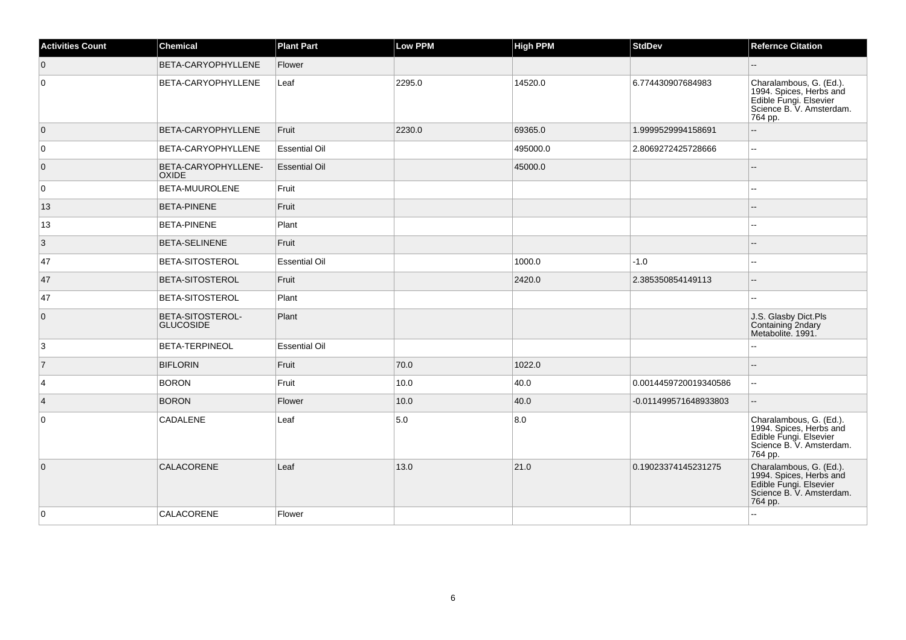| Activities Count | Chemical | Plant Part | Low PPM | High PPM | StdDev | Refernce Citation |
|---|---|---|---|---|---|---|
| 0 | BETA-CARYOPHYLLENE | Flower | | | | -- |
| 0 | BETA-CARYOPHYLLENE | Leaf | 2295.0 | 14520.0 | 6.774430907684983 | Charalambous, G. (Ed.). 1994. Spices, Herbs and Edible Fungi. Elsevier Science B. V. Amsterdam. 764 pp. |
| 0 | BETA-CARYOPHYLLENE | Fruit | 2230.0 | 69365.0 | 1.9999529994158691 | -- |
| 0 | BETA-CARYOPHYLLENE | Essential Oil | | 495000.0 | 2.8069272425728666 | -- |
| 0 | BETA-CARYOPHYLLENE-OXIDE | Essential Oil | | 45000.0 | | -- |
| 0 | BETA-MUUROLENE | Fruit | | | | -- |
| 13 | BETA-PINENE | Fruit | | | | -- |
| 13 | BETA-PINENE | Plant | | | | -- |
| 3 | BETA-SELINENE | Fruit | | | | -- |
| 47 | BETA-SITOSTEROL | Essential Oil | | 1000.0 | -1.0 | -- |
| 47 | BETA-SITOSTEROL | Fruit | | 2420.0 | 2.385350854149113 | -- |
| 47 | BETA-SITOSTEROL | Plant | | | | -- |
| 0 | BETA-SITOSTEROL-GLUCOSIDE | Plant | | | | J.S. Glasby Dict.Pls Containing 2ndary Metabolite. 1991. |
| 3 | BETA-TERPINEOL | Essential Oil | | | | -- |
| 7 | BIFLORIN | Fruit | 70.0 | 1022.0 | | -- |
| 4 | BORON | Fruit | 10.0 | 40.0 | 0.0014459720019340586 | -- |
| 4 | BORON | Flower | 10.0 | 40.0 | -0.011499571648933803 | -- |
| 0 | CADALENE | Leaf | 5.0 | 8.0 | | Charalambous, G. (Ed.). 1994. Spices, Herbs and Edible Fungi. Elsevier Science B. V. Amsterdam. 764 pp. |
| 0 | CALACORENE | Leaf | 13.0 | 21.0 | 0.19023374145231275 | Charalambous, G. (Ed.). 1994. Spices, Herbs and Edible Fungi. Elsevier Science B. V. Amsterdam. 764 pp. |
| 0 | CALACORENE | Flower | | | | -- |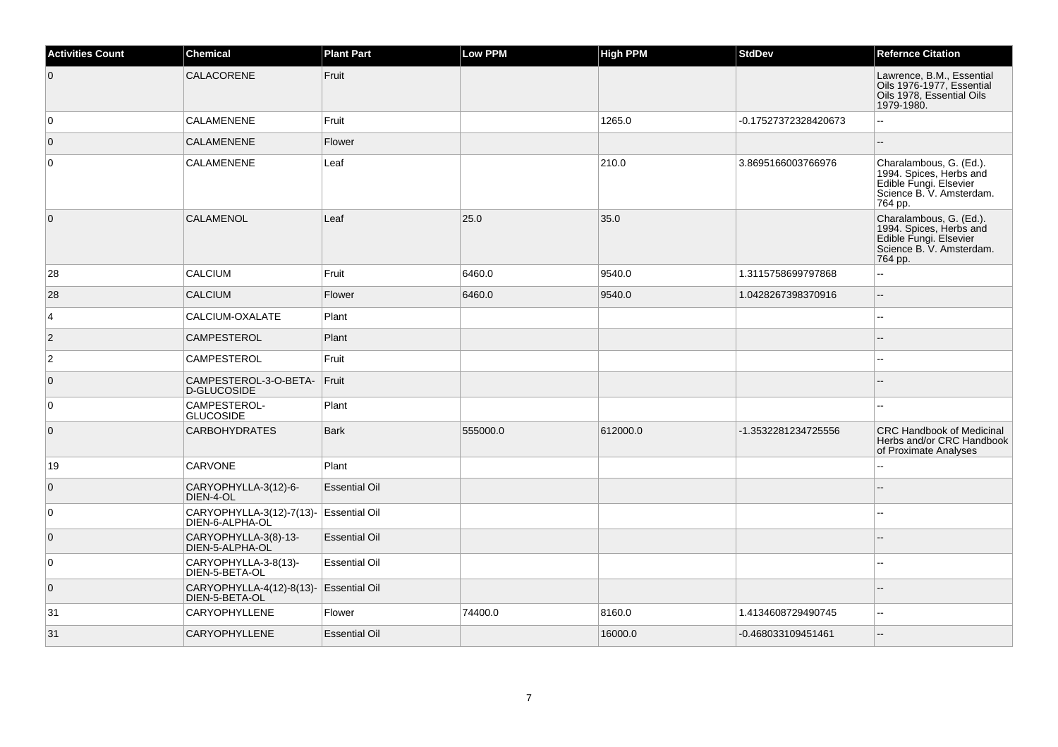| Activities Count | Chemical | Plant Part | Low PPM | High PPM | StdDev | Refernce Citation |
| --- | --- | --- | --- | --- | --- | --- |
| 0 | CALACORENE | Fruit | | | | Lawrence, B.M., Essential Oils 1976-1977, Essential Oils 1978, Essential Oils 1979-1980. |
| 0 | CALAMENENE | Fruit | | 1265.0 | -0.17527372328420673 | -- |
| 0 | CALAMENENE | Flower | | | | -- |
| 0 | CALAMENENE | Leaf | | 210.0 | 3.8695166003766976 | Charalambous, G. (Ed.). 1994. Spices, Herbs and Edible Fungi. Elsevier Science B. V. Amsterdam. 764 pp. |
| 0 | CALAMENOL | Leaf | 25.0 | 35.0 | | Charalambous, G. (Ed.). 1994. Spices, Herbs and Edible Fungi. Elsevier Science B. V. Amsterdam. 764 pp. |
| 28 | CALCIUM | Fruit | 6460.0 | 9540.0 | 1.3115758699797868 | -- |
| 28 | CALCIUM | Flower | 6460.0 | 9540.0 | 1.0428267398370916 | -- |
| 4 | CALCIUM-OXALATE | Plant | | | | -- |
| 2 | CAMPESTEROL | Plant | | | | -- |
| 2 | CAMPESTEROL | Fruit | | | | -- |
| 0 | CAMPESTEROL-3-O-BETA-D-GLUCOSIDE | Fruit | | | | -- |
| 0 | CAMPESTEROL-GLUCOSIDE | Plant | | | | -- |
| 0 | CARBOHYDRATES | Bark | 555000.0 | 612000.0 | -1.3532281234725556 | CRC Handbook of Medicinal Herbs and/or CRC Handbook of Proximate Analyses |
| 19 | CARVONE | Plant | | | | -- |
| 0 | CARYOPHYLLA-3(12)-6-DIEN-4-OL | Essential Oil | | | | -- |
| 0 | CARYOPHYLLA-3(12)-7(13)-DIEN-6-ALPHA-OL | Essential Oil | | | | -- |
| 0 | CARYOPHYLLA-3(8)-13-DIEN-5-ALPHA-OL | Essential Oil | | | | -- |
| 0 | CARYOPHYLLA-3-8(13)-DIEN-5-BETA-OL | Essential Oil | | | | -- |
| 0 | CARYOPHYLLA-4(12)-8(13)-DIEN-5-BETA-OL | Essential Oil | | | | -- |
| 31 | CARYOPHYLLENE | Flower | 74400.0 | 8160.0 | 1.4134608729490745 | -- |
| 31 | CARYOPHYLLENE | Essential Oil | | 16000.0 | -0.468033109451461 | -- |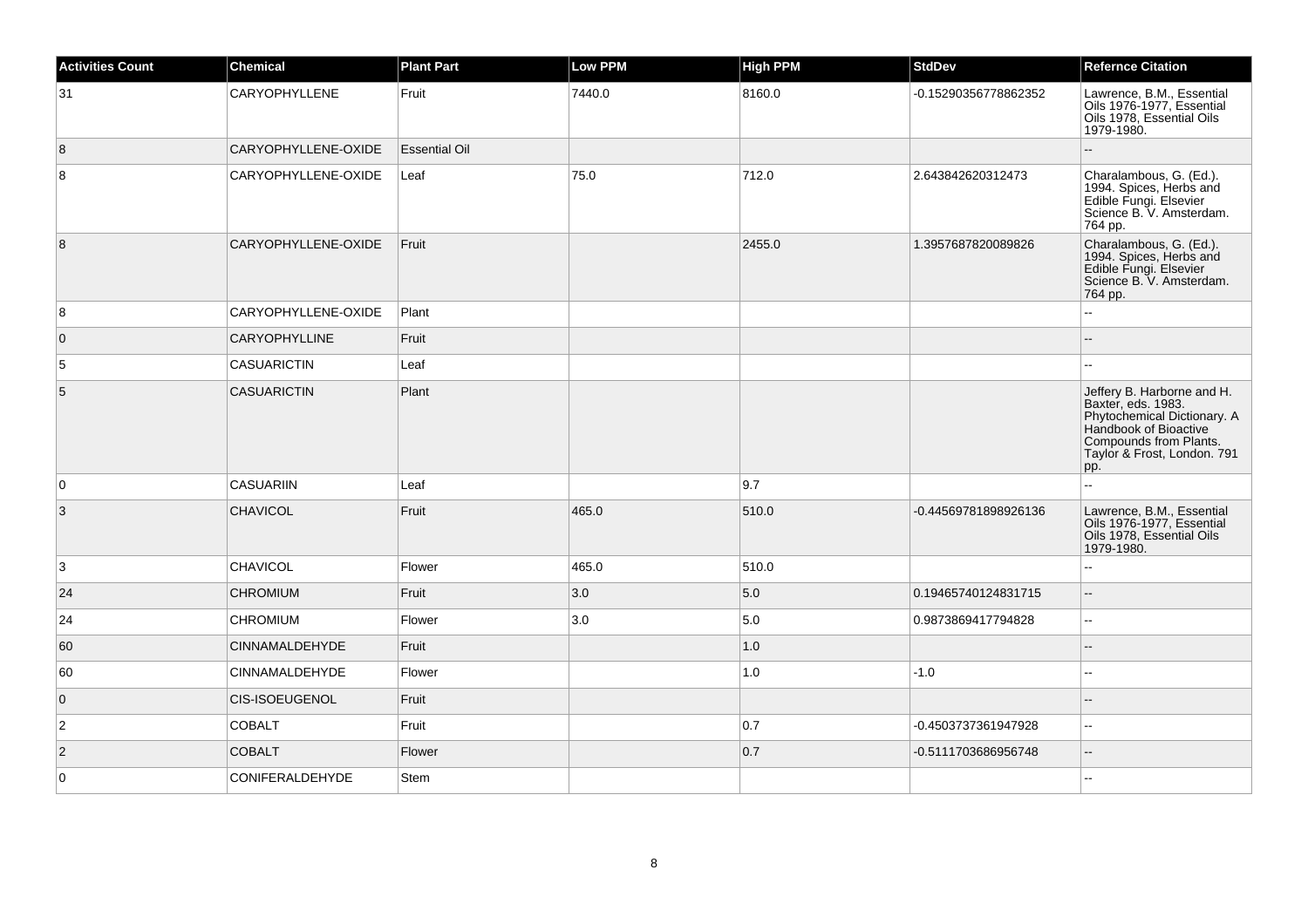| Activities Count | Chemical | Plant Part | Low PPM | High PPM | StdDev | Refernce Citation |
|---|---|---|---|---|---|---|
| 31 | CARYOPHYLLENE | Fruit | 7440.0 | 8160.0 | -0.15290356778862352 | Lawrence, B.M., Essential Oils 1976-1977, Essential Oils 1978, Essential Oils 1979-1980. |
| 8 | CARYOPHYLLENE-OXIDE | Essential Oil | | | | -- |
| 8 | CARYOPHYLLENE-OXIDE | Leaf | 75.0 | 712.0 | 2.643842620312473 | Charalambous, G. (Ed.). 1994. Spices, Herbs and Edible Fungi. Elsevier Science B. V. Amsterdam. 764 pp. |
| 8 | CARYOPHYLLENE-OXIDE | Fruit | | 2455.0 | 1.3957687820089826 | Charalambous, G. (Ed.). 1994. Spices, Herbs and Edible Fungi. Elsevier Science B. V. Amsterdam. 764 pp. |
| 8 | CARYOPHYLLENE-OXIDE | Plant | | | | -- |
| 0 | CARYOPHYLLINE | Fruit | | | | -- |
| 5 | CASUARICTIN | Leaf | | | | -- |
| 5 | CASUARICTIN | Plant | | | | Jeffery B. Harborne and H. Baxter, eds. 1983. Phytochemical Dictionary. A Handbook of Bioactive Compounds from Plants. Taylor & Frost, London. 791 pp. |
| 0 | CASUARIIN | Leaf | | 9.7 | | -- |
| 3 | CHAVICOL | Fruit | 465.0 | 510.0 | -0.44569781898926136 | Lawrence, B.M., Essential Oils 1976-1977, Essential Oils 1978, Essential Oils 1979-1980. |
| 3 | CHAVICOL | Flower | 465.0 | 510.0 | | -- |
| 24 | CHROMIUM | Fruit | 3.0 | 5.0 | 0.19465740124831715 | -- |
| 24 | CHROMIUM | Flower | 3.0 | 5.0 | 0.9873869417794828 | -- |
| 60 | CINNAMALDEHYDE | Fruit | | 1.0 | | -- |
| 60 | CINNAMALDEHYDE | Flower | | 1.0 | -1.0 | -- |
| 0 | CIS-ISOEUGENOL | Fruit | | | | -- |
| 2 | COBALT | Fruit | | 0.7 | -0.4503737361947928 | -- |
| 2 | COBALT | Flower | | 0.7 | -0.5111703686956748 | -- |
| 0 | CONIFERALDEHYDE | Stem | | | | -- |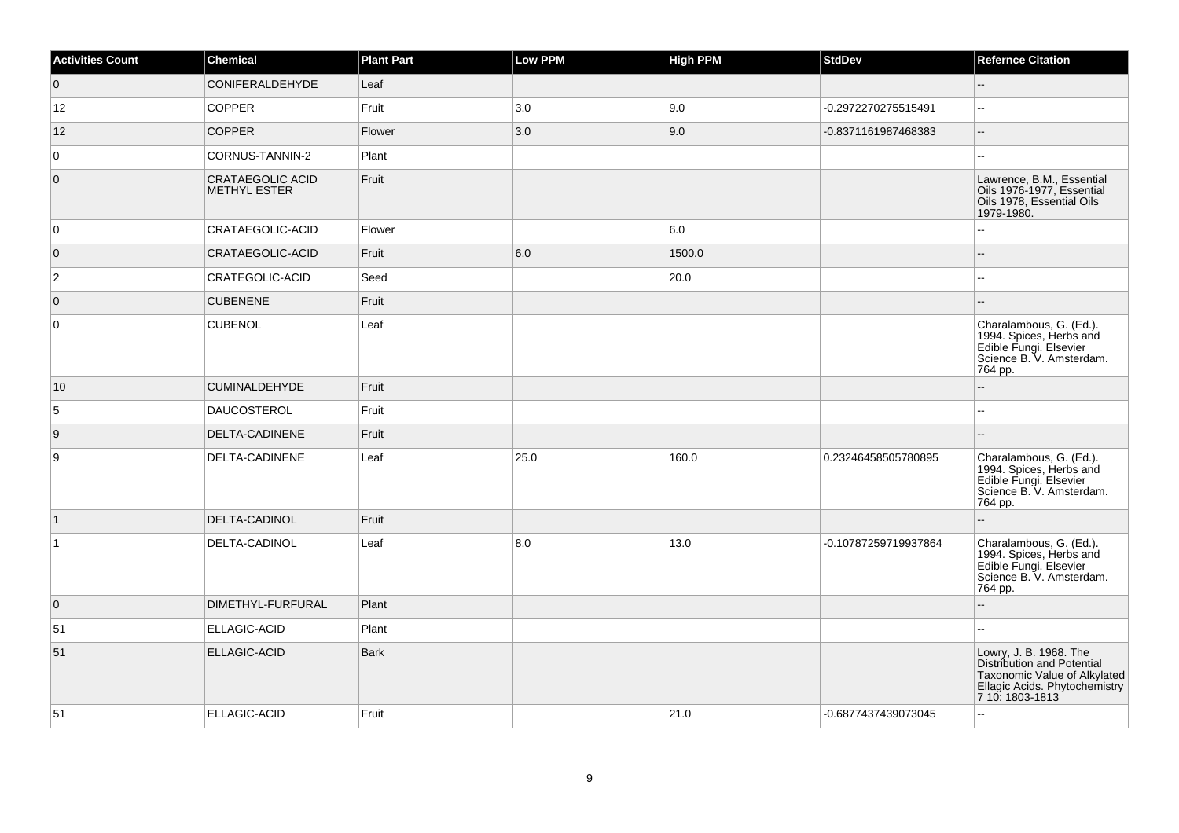| Activities Count | Chemical | Plant Part | Low PPM | High PPM | StdDev | Refernce Citation |
|---|---|---|---|---|---|---|
| 0 | CONIFERALDEHYDE | Leaf | | | | -- |
| 12 | COPPER | Fruit | 3.0 | 9.0 | -0.2972270275515491 | -- |
| 12 | COPPER | Flower | 3.0 | 9.0 | -0.8371161987468383 | -- |
| 0 | CORNUS-TANNIN-2 | Plant | | | | -- |
| 0 | CRATAEGOLIC ACID METHYL ESTER | Fruit | | | | Lawrence, B.M., Essential Oils 1976-1977, Essential Oils 1978, Essential Oils 1979-1980. |
| 0 | CRATAEGOLIC-ACID | Flower | | 6.0 | | -- |
| 0 | CRATAEGOLIC-ACID | Fruit | 6.0 | 1500.0 | | -- |
| 2 | CRATEGOLIC-ACID | Seed | | 20.0 | | -- |
| 0 | CUBENENE | Fruit | | | | -- |
| 0 | CUBENOL | Leaf | | | | Charalambous, G. (Ed.). 1994. Spices, Herbs and Edible Fungi. Elsevier Science B. V. Amsterdam. 764 pp. |
| 10 | CUMINALDEHYDE | Fruit | | | | -- |
| 5 | DAUCOSTEROL | Fruit | | | | -- |
| 9 | DELTA-CADINENE | Fruit | | | | -- |
| 9 | DELTA-CADINENE | Leaf | 25.0 | 160.0 | 0.23246458505780895 | Charalambous, G. (Ed.). 1994. Spices, Herbs and Edible Fungi. Elsevier Science B. V. Amsterdam. 764 pp. |
| 1 | DELTA-CADINOL | Fruit | | | | -- |
| 1 | DELTA-CADINOL | Leaf | 8.0 | 13.0 | -0.10787259719937864 | Charalambous, G. (Ed.). 1994. Spices, Herbs and Edible Fungi. Elsevier Science B. V. Amsterdam. 764 pp. |
| 0 | DIMETHYL-FURFURAL | Plant | | | | -- |
| 51 | ELLAGIC-ACID | Plant | | | | -- |
| 51 | ELLAGIC-ACID | Bark | | | | Lowry, J. B. 1968. The Distribution and Potential Taxonomic Value of Alkylated Ellagic Acids. Phytochemistry 7 10: 1803-1813 |
| 51 | ELLAGIC-ACID | Fruit | | 21.0 | -0.6877437439073045 | -- |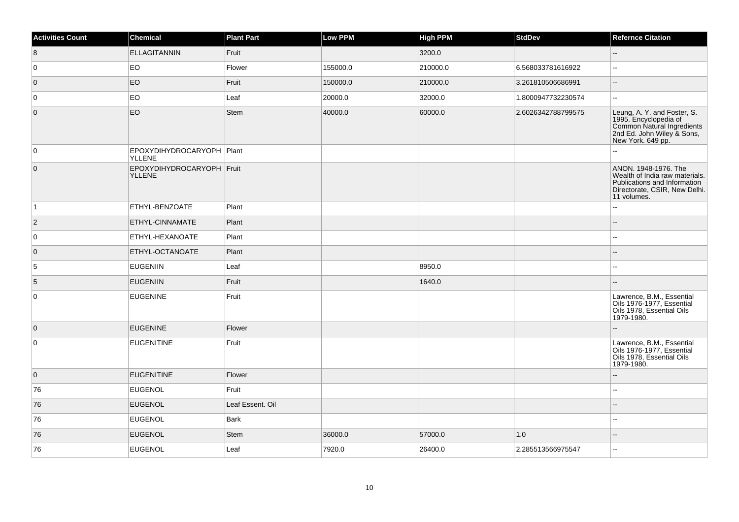| Activities Count | Chemical | Plant Part | Low PPM | High PPM | StdDev | Refernce Citation |
| --- | --- | --- | --- | --- | --- | --- |
| 8 | ELLAGITANNIN | Fruit | | 3200.0 | | -- |
| 0 | EO | Flower | 155000.0 | 210000.0 | 6.568033781616922 | -- |
| 0 | EO | Fruit | 150000.0 | 210000.0 | 3.261810506686991 | -- |
| 0 | EO | Leaf | 20000.0 | 32000.0 | 1.8000947732230574 | -- |
| 0 | EO | Stem | 40000.0 | 60000.0 | 2.6026342788799575 | Leung, A. Y. and Foster, S. 1995. Encyclopedia of Common Natural Ingredients 2nd Ed. John Wiley & Sons, New York. 649 pp. |
| 0 | EPOXYDIHYDROCARYOPHYLLENE | Plant | | | | -- |
| 0 | EPOXYDIHYDROCARYOPHYLLENE | Fruit | | | | ANON. 1948-1976. The Wealth of India raw materials. Publications and Information Directorate, CSIR, New Delhi. 11 volumes. |
| 1 | ETHYL-BENZOATE | Plant | | | | -- |
| 2 | ETHYL-CINNAMATE | Plant | | | | -- |
| 0 | ETHYL-HEXANOATE | Plant | | | | -- |
| 0 | ETHYL-OCTANOATE | Plant | | | | -- |
| 5 | EUGENIIN | Leaf | | 8950.0 | | -- |
| 5 | EUGENIIN | Fruit | | 1640.0 | | -- |
| 0 | EUGENINE | Fruit | | | | Lawrence, B.M., Essential Oils 1976-1977, Essential Oils 1978, Essential Oils 1979-1980. |
| 0 | EUGENINE | Flower | | | | -- |
| 0 | EUGENITINE | Fruit | | | | Lawrence, B.M., Essential Oils 1976-1977, Essential Oils 1978, Essential Oils 1979-1980. |
| 0 | EUGENITINE | Flower | | | | -- |
| 76 | EUGENOL | Fruit | | | | -- |
| 76 | EUGENOL | Leaf Essent. Oil | | | | -- |
| 76 | EUGENOL | Bark | | | | -- |
| 76 | EUGENOL | Stem | 36000.0 | 57000.0 | 1.0 | -- |
| 76 | EUGENOL | Leaf | 7920.0 | 26400.0 | 2.285513566975547 | -- |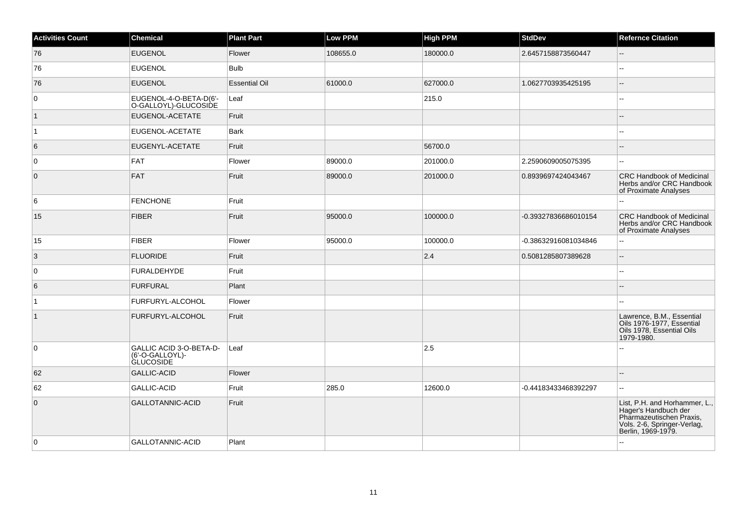| Activities Count | Chemical | Plant Part | Low PPM | High PPM | StdDev | Refernce Citation |
|---|---|---|---|---|---|---|
| 76 | EUGENOL | Flower | 108655.0 | 180000.0 | 2.6457158873560447 | -- |
| 76 | EUGENOL | Bulb | | | | -- |
| 76 | EUGENOL | Essential Oil | 61000.0 | 627000.0 | 1.0627703935425195 | -- |
| 0 | EUGENOL-4-O-BETA-D(6'-O-GALLOYL)-GLUCOSIDE | Leaf | | 215.0 | | -- |
| 1 | EUGENOL-ACETATE | Fruit | | | | -- |
| 1 | EUGENOL-ACETATE | Bark | | | | -- |
| 6 | EUGENYL-ACETATE | Fruit | | 56700.0 | | -- |
| 0 | FAT | Flower | 89000.0 | 201000.0 | 2.2590609005075395 | -- |
| 0 | FAT | Fruit | 89000.0 | 201000.0 | 0.8939697424043467 | CRC Handbook of Medicinal Herbs and/or CRC Handbook of Proximate Analyses |
| 6 | FENCHONE | Fruit | | | | -- |
| 15 | FIBER | Fruit | 95000.0 | 100000.0 | -0.39327836686010154 | CRC Handbook of Medicinal Herbs and/or CRC Handbook of Proximate Analyses |
| 15 | FIBER | Flower | 95000.0 | 100000.0 | -0.38632916081034846 | -- |
| 3 | FLUORIDE | Fruit | | 2.4 | 0.5081285807389628 | -- |
| 0 | FURALDEHYDE | Fruit | | | | -- |
| 6 | FURFURAL | Plant | | | | -- |
| 1 | FURFURYL-ALCOHOL | Flower | | | | -- |
| 1 | FURFURYL-ALCOHOL | Fruit | | | | Lawrence, B.M., Essential Oils 1976-1977, Essential Oils 1978, Essential Oils 1979-1980. |
| 0 | GALLIC ACID 3-O-BETA-D-(6'-O-GALLOYL)-GLUCOSIDE | Leaf | | 2.5 | | -- |
| 62 | GALLIC-ACID | Flower | | | | -- |
| 62 | GALLIC-ACID | Fruit | 285.0 | 12600.0 | -0.44183433468392297 | -- |
| 0 | GALLOTANNIC-ACID | Fruit | | | | List, P.H. and Horhammer, L., Hager's Handbuch der Pharmazeutischen Praxis, Vols. 2-6, Springer-Verlag, Berlin, 1969-1979. |
| 0 | GALLOTANNIC-ACID | Plant | | | | -- |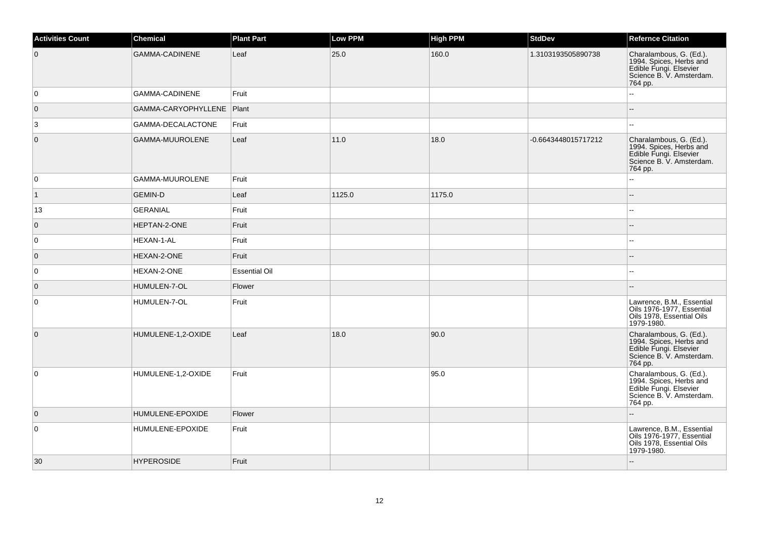| Activities Count | Chemical | Plant Part | Low PPM | High PPM | StdDev | Refernce Citation |
|---|---|---|---|---|---|---|
| 0 | GAMMA-CADINENE | Leaf | 25.0 | 160.0 | 1.3103193505890738 | Charalambous, G. (Ed.). 1994. Spices, Herbs and Edible Fungi. Elsevier Science B. V. Amsterdam. 764 pp. |
| 0 | GAMMA-CADINENE | Fruit | | | | -- |
| 0 | GAMMA-CARYOPHYLLENE | Plant | | | | -- |
| 3 | GAMMA-DECALACTONE | Fruit | | | | -- |
| 0 | GAMMA-MUUROLENE | Leaf | 11.0 | 18.0 | -0.6643448015717212 | Charalambous, G. (Ed.). 1994. Spices, Herbs and Edible Fungi. Elsevier Science B. V. Amsterdam. 764 pp. |
| 0 | GAMMA-MUUROLENE | Fruit | | | | -- |
| 1 | GEMIN-D | Leaf | 1125.0 | 1175.0 | | -- |
| 13 | GERANIAL | Fruit | | | | -- |
| 0 | HEPTAN-2-ONE | Fruit | | | | -- |
| 0 | HEXAN-1-AL | Fruit | | | | -- |
| 0 | HEXAN-2-ONE | Fruit | | | | -- |
| 0 | HEXAN-2-ONE | Essential Oil | | | | -- |
| 0 | HUMULEN-7-OL | Flower | | | | -- |
| 0 | HUMULEN-7-OL | Fruit | | | | Lawrence, B.M., Essential Oils 1976-1977, Essential Oils 1978, Essential Oils 1979-1980. |
| 0 | HUMULENE-1,2-OXIDE | Leaf | 18.0 | 90.0 | | Charalambous, G. (Ed.). 1994. Spices, Herbs and Edible Fungi. Elsevier Science B. V. Amsterdam. 764 pp. |
| 0 | HUMULENE-1,2-OXIDE | Fruit | | 95.0 | | Charalambous, G. (Ed.). 1994. Spices, Herbs and Edible Fungi. Elsevier Science B. V. Amsterdam. 764 pp. |
| 0 | HUMULENE-EPOXIDE | Flower | | | | -- |
| 0 | HUMULENE-EPOXIDE | Fruit | | | | Lawrence, B.M., Essential Oils 1976-1977, Essential Oils 1978, Essential Oils 1979-1980. |
| 30 | HYPEROSIDE | Fruit | | | | -- |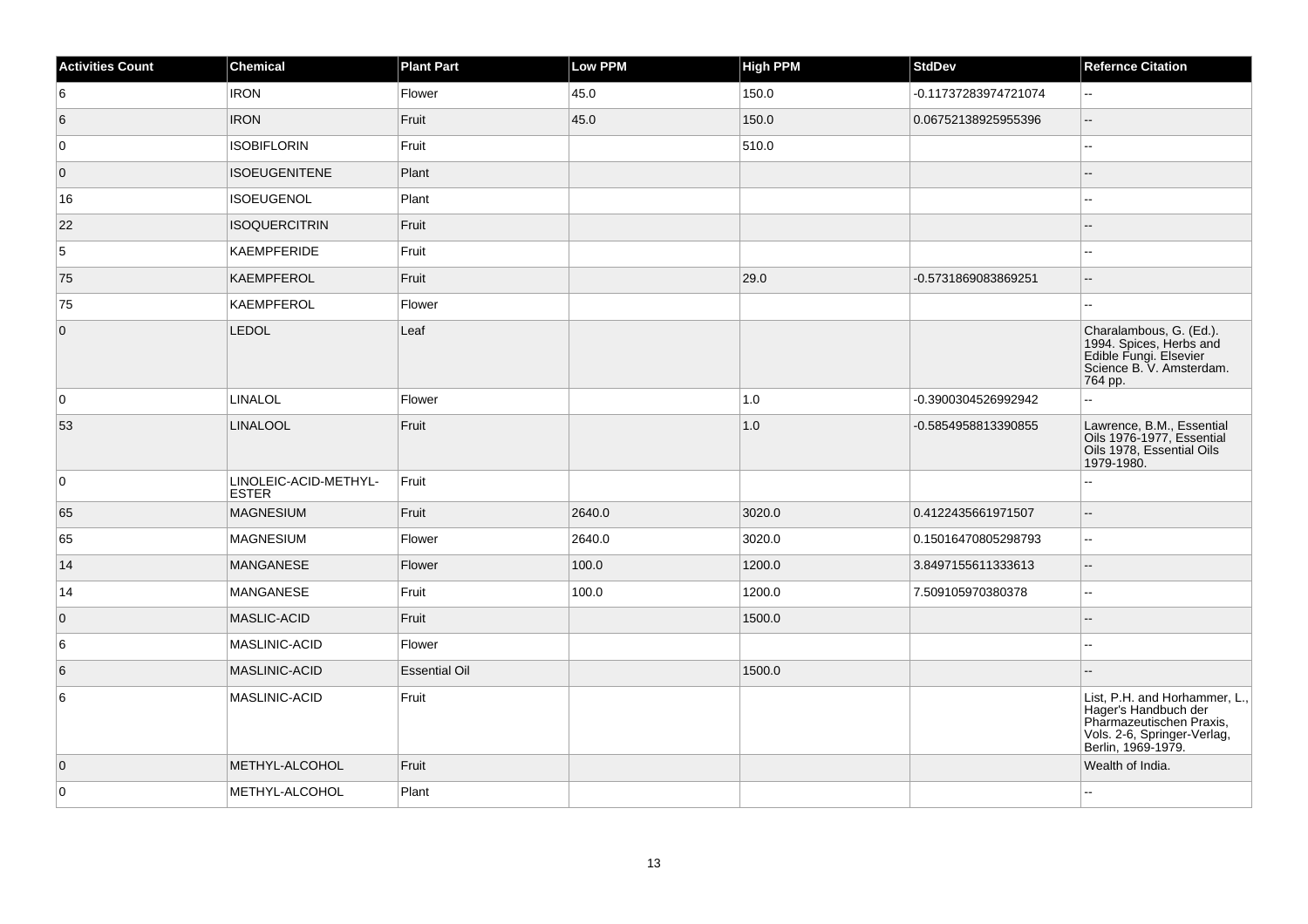| Activities Count | Chemical | Plant Part | Low PPM | High PPM | StdDev | Refernce Citation |
| --- | --- | --- | --- | --- | --- | --- |
| 6 | IRON | Flower | 45.0 | 150.0 | -0.11737283974721074 | -- |
| 6 | IRON | Fruit | 45.0 | 150.0 | 0.06752138925955396 | -- |
| 0 | ISOBIFLORIN | Fruit | | 510.0 | | -- |
| 0 | ISOEUGENITENE | Plant | | | | -- |
| 16 | ISOEUGENOL | Plant | | | | -- |
| 22 | ISOQUERCITRIN | Fruit | | | | -- |
| 5 | KAEMPFERIDE | Fruit | | | | -- |
| 75 | KAEMPFEROL | Fruit | | 29.0 | -0.5731869083869251 | -- |
| 75 | KAEMPFEROL | Flower | | | | -- |
| 0 | LEDOL | Leaf | | | | Charalambous, G. (Ed.). 1994. Spices, Herbs and Edible Fungi. Elsevier Science B. V. Amsterdam. 764 pp. |
| 0 | LINALOL | Flower | | 1.0 | -0.3900304526992942 | -- |
| 53 | LINALOOL | Fruit | | 1.0 | -0.5854958813390855 | Lawrence, B.M., Essential Oils 1976-1977, Essential Oils 1978, Essential Oils 1979-1980. |
| 0 | LINOLEIC-ACID-METHYL-ESTER | Fruit | | | | -- |
| 65 | MAGNESIUM | Fruit | 2640.0 | 3020.0 | 0.4122435661971507 | -- |
| 65 | MAGNESIUM | Flower | 2640.0 | 3020.0 | 0.15016470805298793 | -- |
| 14 | MANGANESE | Flower | 100.0 | 1200.0 | 3.8497155611333613 | -- |
| 14 | MANGANESE | Fruit | 100.0 | 1200.0 | 7.509105970380378 | -- |
| 0 | MASLIC-ACID | Fruit | | 1500.0 | | -- |
| 6 | MASLINIC-ACID | Flower | | | | -- |
| 6 | MASLINIC-ACID | Essential Oil | | 1500.0 | | -- |
| 6 | MASLINIC-ACID | Fruit | | | | List, P.H. and Horhammer, L., Hager's Handbuch der Pharmazeutischen Praxis, Vols. 2-6, Springer-Verlag, Berlin, 1969-1979. |
| 0 | METHYL-ALCOHOL | Fruit | | | | Wealth of India. |
| 0 | METHYL-ALCOHOL | Plant | | | | -- |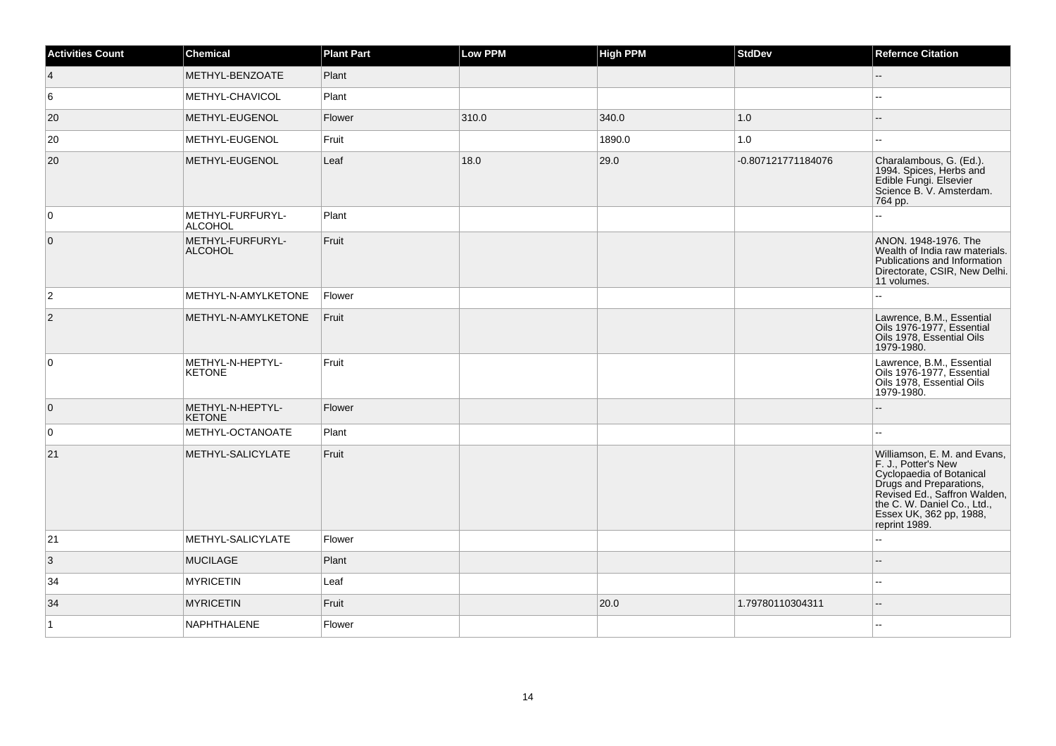| Activities Count | Chemical | Plant Part | Low PPM | High PPM | StdDev | Refernce Citation |
|---|---|---|---|---|---|---|
| 4 | METHYL-BENZOATE | Plant | | | | -- |
| 6 | METHYL-CHAVICOL | Plant | | | | -- |
| 20 | METHYL-EUGENOL | Flower | 310.0 | 340.0 | 1.0 | -- |
| 20 | METHYL-EUGENOL | Fruit | | 1890.0 | 1.0 | -- |
| 20 | METHYL-EUGENOL | Leaf | 18.0 | 29.0 | -0.807121771184076 | Charalambous, G. (Ed.). 1994. Spices, Herbs and Edible Fungi. Elsevier Science B. V. Amsterdam. 764 pp. |
| 0 | METHYL-FURFURYL-ALCOHOL | Plant | | | | -- |
| 0 | METHYL-FURFURYL-ALCOHOL | Fruit | | | | ANON. 1948-1976. The Wealth of India raw materials. Publications and Information Directorate, CSIR, New Delhi. 11 volumes. |
| 2 | METHYL-N-AMYLKETONE | Flower | | | | -- |
| 2 | METHYL-N-AMYLKETONE | Fruit | | | | Lawrence, B.M., Essential Oils 1976-1977, Essential Oils 1978, Essential Oils 1979-1980. |
| 0 | METHYL-N-HEPTYL-KETONE | Fruit | | | | Lawrence, B.M., Essential Oils 1976-1977, Essential Oils 1978, Essential Oils 1979-1980. |
| 0 | METHYL-N-HEPTYL-KETONE | Flower | | | | -- |
| 0 | METHYL-OCTANOATE | Plant | | | | -- |
| 21 | METHYL-SALICYLATE | Fruit | | | | Williamson, E. M. and Evans, F. J., Potter's New Cyclopaedia of Botanical Drugs and Preparations, Revised Ed., Saffron Walden, the C. W. Daniel Co., Ltd., Essex UK, 362 pp, 1988, reprint 1989. |
| 21 | METHYL-SALICYLATE | Flower | | | | -- |
| 3 | MUCILAGE | Plant | | | | -- |
| 34 | MYRICETIN | Leaf | | | | -- |
| 34 | MYRICETIN | Fruit | | 20.0 | 1.79780110304311 | -- |
| 1 | NAPHTHALENE | Flower | | | | -- |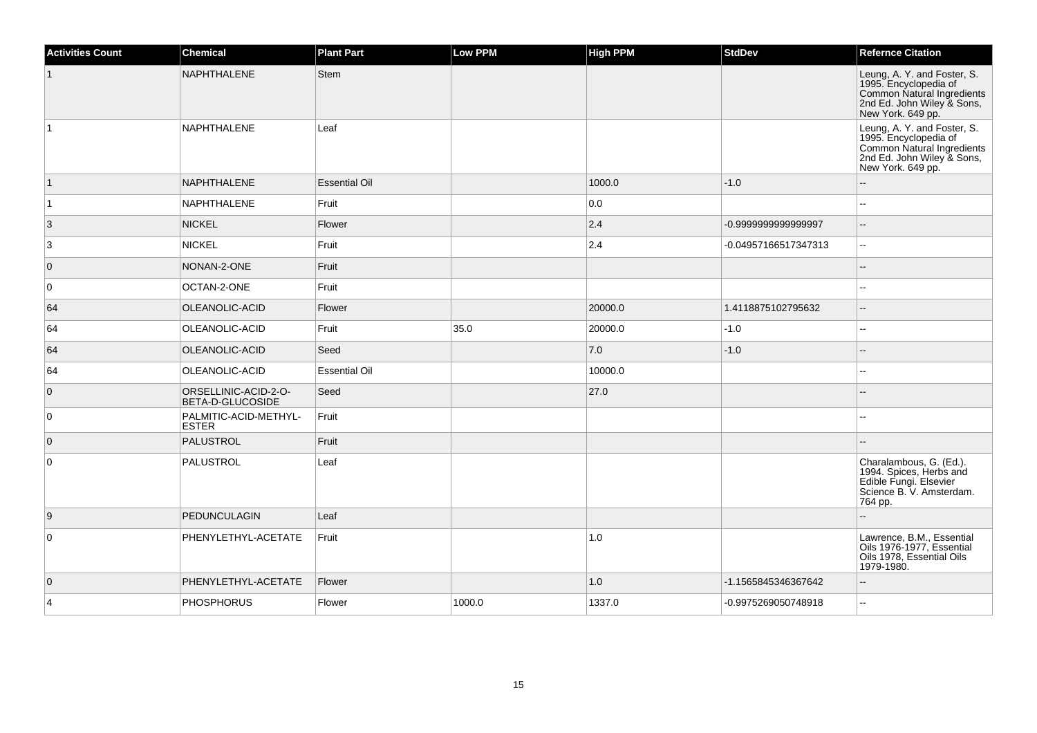| Activities Count | Chemical | Plant Part | Low PPM | High PPM | StdDev | Refernce Citation |
|---|---|---|---|---|---|---|
| 1 | NAPHTHALENE | Stem | | | | Leung, A. Y. and Foster, S. 1995. Encyclopedia of Common Natural Ingredients 2nd Ed. John Wiley & Sons, New York. 649 pp. |
| 1 | NAPHTHALENE | Leaf | | | | Leung, A. Y. and Foster, S. 1995. Encyclopedia of Common Natural Ingredients 2nd Ed. John Wiley & Sons, New York. 649 pp. |
| 1 | NAPHTHALENE | Essential Oil | | 1000.0 | -1.0 | -- |
| 1 | NAPHTHALENE | Fruit | | 0.0 | | -- |
| 3 | NICKEL | Flower | | 2.4 | -0.9999999999999997 | -- |
| 3 | NICKEL | Fruit | | 2.4 | -0.04957166517347313 | -- |
| 0 | NONAN-2-ONE | Fruit | | | | -- |
| 0 | OCTAN-2-ONE | Fruit | | | | -- |
| 64 | OLEANOLIC-ACID | Flower | | 20000.0 | 1.4118875102795632 | -- |
| 64 | OLEANOLIC-ACID | Fruit | 35.0 | 20000.0 | -1.0 | -- |
| 64 | OLEANOLIC-ACID | Seed | | 7.0 | -1.0 | -- |
| 64 | OLEANOLIC-ACID | Essential Oil | | 10000.0 | | -- |
| 0 | ORSELLINIC-ACID-2-O-BETA-D-GLUCOSIDE | Seed | | 27.0 | | -- |
| 0 | PALMITIC-ACID-METHYL-ESTER | Fruit | | | | -- |
| 0 | PALUSTROL | Fruit | | | | -- |
| 0 | PALUSTROL | Leaf | | | | Charalambous, G. (Ed.). 1994. Spices, Herbs and Edible Fungi. Elsevier Science B. V. Amsterdam. 764 pp. |
| 9 | PEDUNCULAGIN | Leaf | | | | -- |
| 0 | PHENYLETHYL-ACETATE | Fruit | | 1.0 | | Lawrence, B.M., Essential Oils 1976-1977, Essential Oils 1978, Essential Oils 1979-1980. |
| 0 | PHENYLETHYL-ACETATE | Flower | | 1.0 | -1.1565845346367642 | -- |
| 4 | PHOSPHORUS | Flower | 1000.0 | 1337.0 | -0.9975269050748918 | -- |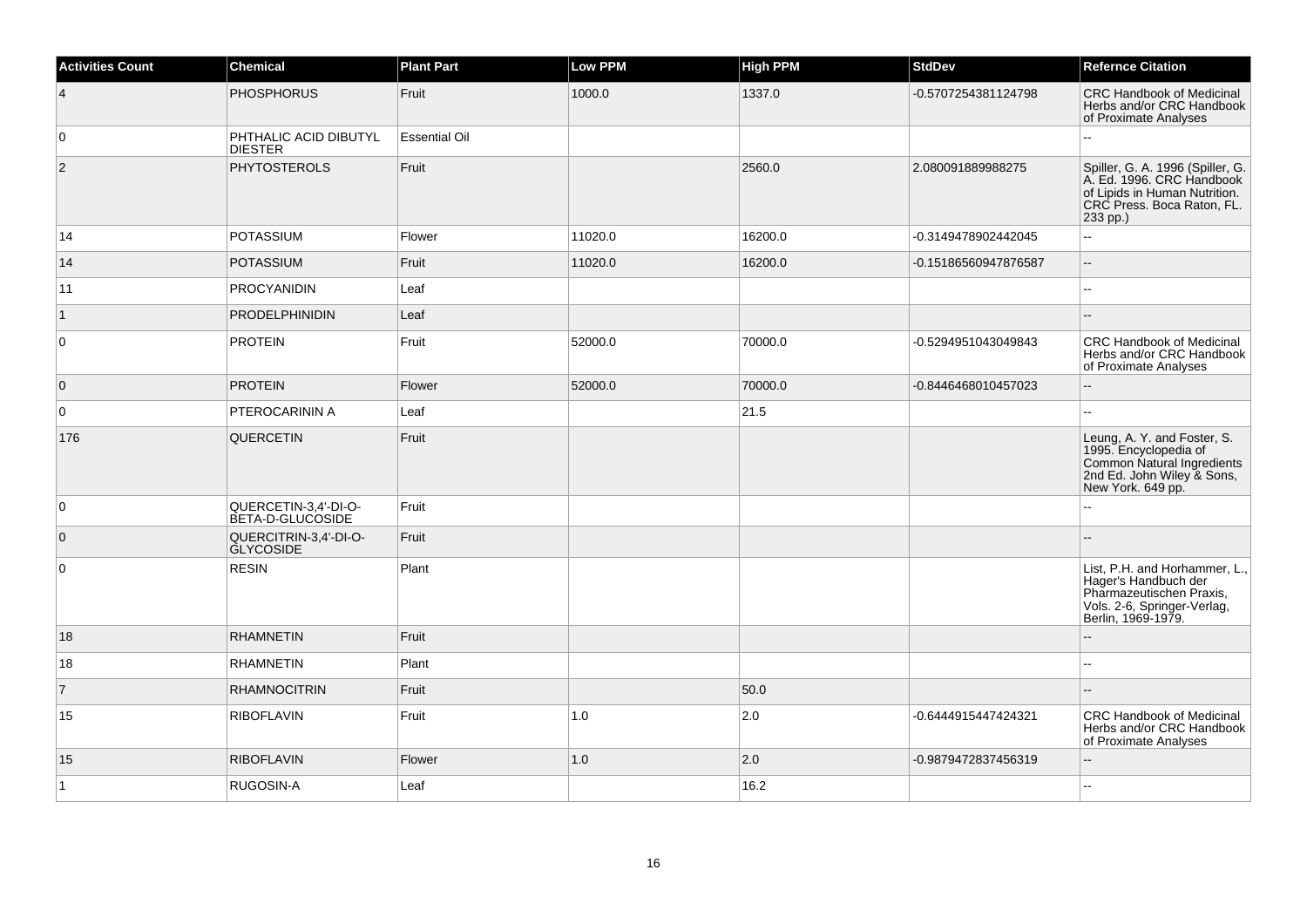| Activities Count | Chemical | Plant Part | Low PPM | High PPM | StdDev | Refernce Citation |
|---|---|---|---|---|---|---|
| 4 | PHOSPHORUS | Fruit | 1000.0 | 1337.0 | -0.5707254381124798 | CRC Handbook of Medicinal Herbs and/or CRC Handbook of Proximate Analyses |
| 0 | PHTHALIC ACID DIBUTYL DIESTER | Essential Oil | | | | -- |
| 2 | PHYTOSTEROLS | Fruit | | 2560.0 | 2.080091889988275 | Spiller, G. A. 1996 (Spiller, G. A. Ed. 1996. CRC Handbook of Lipids in Human Nutrition. CRC Press. Boca Raton, FL. 233 pp.) |
| 14 | POTASSIUM | Flower | 11020.0 | 16200.0 | -0.3149478902442045 | -- |
| 14 | POTASSIUM | Fruit | 11020.0 | 16200.0 | -0.15186560947876587 | -- |
| 11 | PROCYANIDIN | Leaf | | | | -- |
| 1 | PRODELPHINIDIN | Leaf | | | | -- |
| 0 | PROTEIN | Fruit | 52000.0 | 70000.0 | -0.5294951043049843 | CRC Handbook of Medicinal Herbs and/or CRC Handbook of Proximate Analyses |
| 0 | PROTEIN | Flower | 52000.0 | 70000.0 | -0.8446468010457023 | -- |
| 0 | PTEROCARININ A | Leaf | | 21.5 | | -- |
| 176 | QUERCETIN | Fruit | | | | Leung, A. Y. and Foster, S. 1995. Encyclopedia of Common Natural Ingredients 2nd Ed. John Wiley & Sons, New York. 649 pp. |
| 0 | QUERCETIN-3,4'-DI-O-BETA-D-GLUCOSIDE | Fruit | | | | -- |
| 0 | QUERCITRIN-3,4'-DI-O-GLYCOSIDE | Fruit | | | | -- |
| 0 | RESIN | Plant | | | | List, P.H. and Horhammer, L., Hager's Handbuch der Pharmazeutischen Praxis, Vols. 2-6, Springer-Verlag, Berlin, 1969-1979. |
| 18 | RHAMNETIN | Fruit | | | | -- |
| 18 | RHAMNETIN | Plant | | | | -- |
| 7 | RHAMNOCITRIN | Fruit | | 50.0 | | -- |
| 15 | RIBOFLAVIN | Fruit | 1.0 | 2.0 | -0.6444915447424321 | CRC Handbook of Medicinal Herbs and/or CRC Handbook of Proximate Analyses |
| 15 | RIBOFLAVIN | Flower | 1.0 | 2.0 | -0.9879472837456319 | -- |
| 1 | RUGOSIN-A | Leaf | | 16.2 | | -- |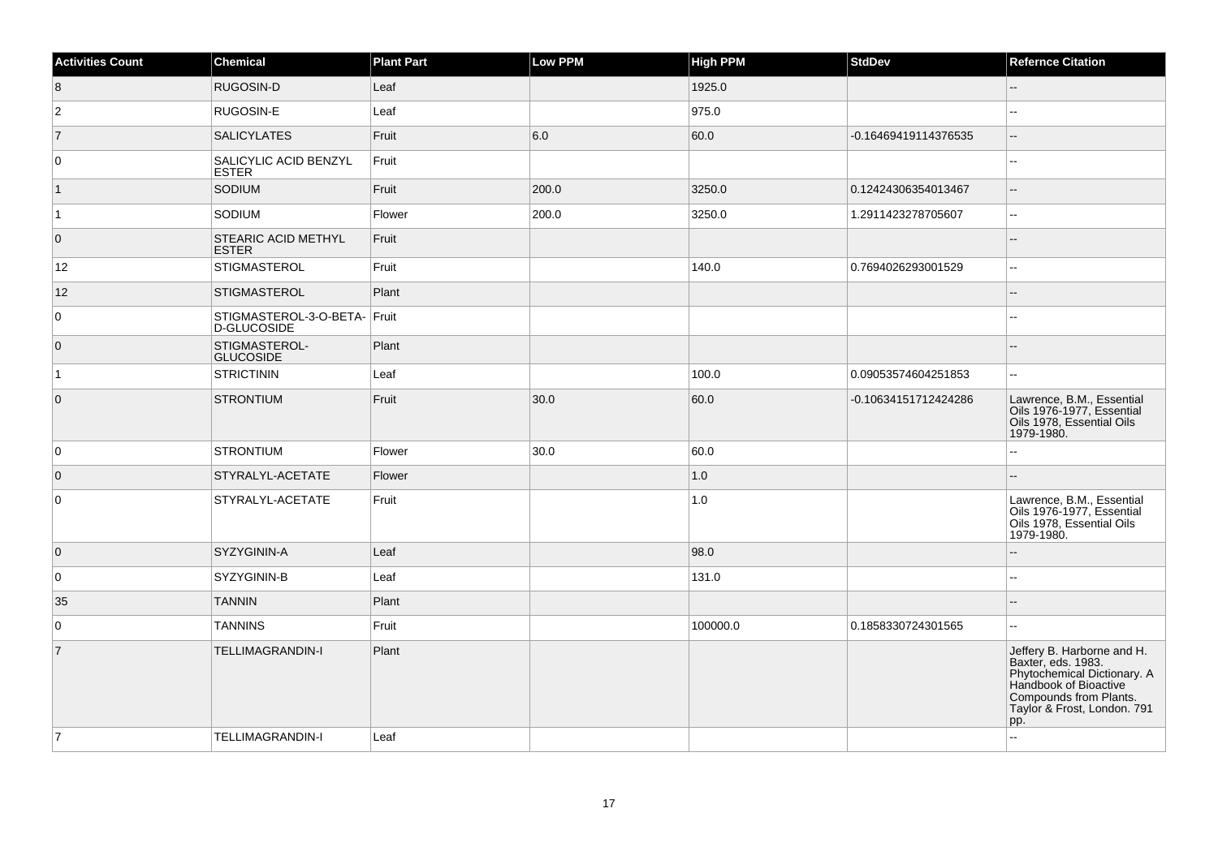| Activities Count | Chemical | Plant Part | Low PPM | High PPM | StdDev | Refernce Citation |
| --- | --- | --- | --- | --- | --- | --- |
| 8 | RUGOSIN-D | Leaf | | 1925.0 | | -- |
| 2 | RUGOSIN-E | Leaf | | 975.0 | | -- |
| 7 | SALICYLATES | Fruit | 6.0 | 60.0 | -0.16469419114376535 | -- |
| 0 | SALICYLIC ACID BENZYL ESTER | Fruit | | | | -- |
| 1 | SODIUM | Fruit | 200.0 | 3250.0 | 0.12424306354013467 | -- |
| 1 | SODIUM | Flower | 200.0 | 3250.0 | 1.2911423278705607 | -- |
| 0 | STEARIC ACID METHYL ESTER | Fruit | | | | -- |
| 12 | STIGMASTEROL | Fruit | | 140.0 | 0.7694026293001529 | -- |
| 12 | STIGMASTEROL | Plant | | | | -- |
| 0 | STIGMASTEROL-3-O-BETA-D-GLUCOSIDE | Fruit | | | | -- |
| 0 | STIGMASTEROL-GLUCOSIDE | Plant | | | | -- |
| 1 | STRICTININ | Leaf | | 100.0 | 0.09053574604251853 | -- |
| 0 | STRONTIUM | Fruit | 30.0 | 60.0 | -0.10634151712424286 | Lawrence, B.M., Essential Oils 1976-1977, Essential Oils 1978, Essential Oils 1979-1980. |
| 0 | STRONTIUM | Flower | 30.0 | 60.0 | | -- |
| 0 | STYRALYL-ACETATE | Flower | | 1.0 | | -- |
| 0 | STYRALYL-ACETATE | Fruit | | 1.0 | | Lawrence, B.M., Essential Oils 1976-1977, Essential Oils 1978, Essential Oils 1979-1980. |
| 0 | SYZYGININ-A | Leaf | | 98.0 | | -- |
| 0 | SYZYGININ-B | Leaf | | 131.0 | | -- |
| 35 | TANNIN | Plant | | | | -- |
| 0 | TANNINS | Fruit | | 100000.0 | 0.1858330724301565 | -- |
| 7 | TELLIMAGRANDIN-I | Plant | | | | Jeffery B. Harborne and H. Baxter, eds. 1983. Phytochemical Dictionary. A Handbook of Bioactive Compounds from Plants. Taylor & Frost, London. 791 pp. |
| 7 | TELLIMAGRANDIN-I | Leaf | | | | -- |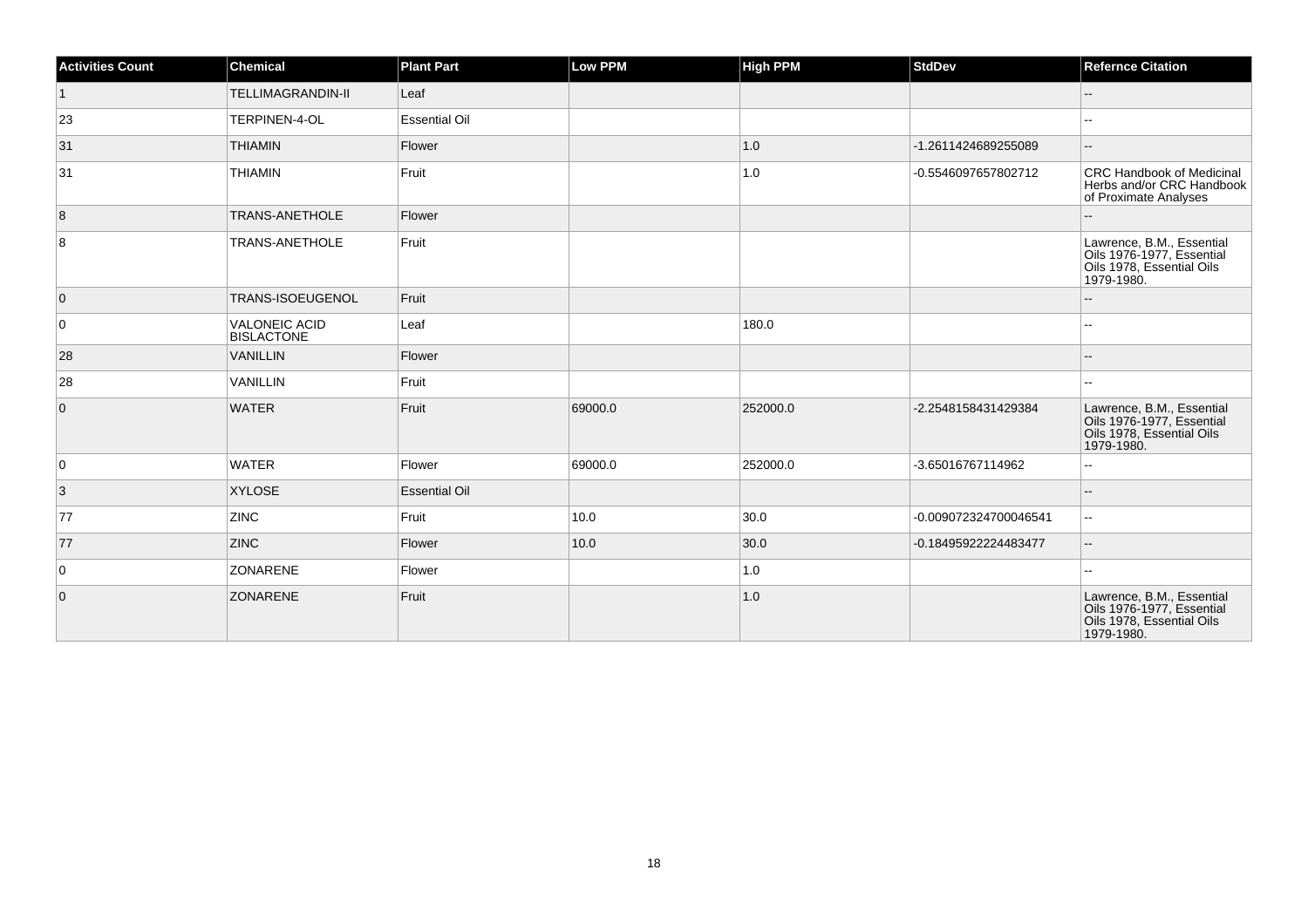| Activities Count | Chemical | Plant Part | Low PPM | High PPM | StdDev | Refernce Citation |
| --- | --- | --- | --- | --- | --- | --- |
| 1 | TELLIMAGRANDIN-II | Leaf | | | | -- |
| 23 | TERPINEN-4-OL | Essential Oil | | | | -- |
| 31 | THIAMIN | Flower | | 1.0 | -1.2611424689255089 | -- |
| 31 | THIAMIN | Fruit | | 1.0 | -0.5546097657802712 | CRC Handbook of Medicinal Herbs and/or CRC Handbook of Proximate Analyses |
| 8 | TRANS-ANETHOLE | Flower | | | | -- |
| 8 | TRANS-ANETHOLE | Fruit | | | | Lawrence, B.M., Essential Oils 1976-1977, Essential Oils 1978, Essential Oils 1979-1980. |
| 0 | TRANS-ISOEUGENOL | Fruit | | | | -- |
| 0 | VALONEIC ACID BISLACTONE | Leaf | | 180.0 | | -- |
| 28 | VANILLIN | Flower | | | | -- |
| 28 | VANILLIN | Fruit | | | | -- |
| 0 | WATER | Fruit | 69000.0 | 252000.0 | -2.2548158431429384 | Lawrence, B.M., Essential Oils 1976-1977, Essential Oils 1978, Essential Oils 1979-1980. |
| 0 | WATER | Flower | 69000.0 | 252000.0 | -3.65016767114962 | -- |
| 3 | XYLOSE | Essential Oil | | | | -- |
| 77 | ZINC | Fruit | 10.0 | 30.0 | -0.009072324700046541 | -- |
| 77 | ZINC | Flower | 10.0 | 30.0 | -0.18495922224483477 | -- |
| 0 | ZONARENE | Flower | | 1.0 | | -- |
| 0 | ZONARENE | Fruit | | 1.0 | | Lawrence, B.M., Essential Oils 1976-1977, Essential Oils 1978, Essential Oils 1979-1980. |